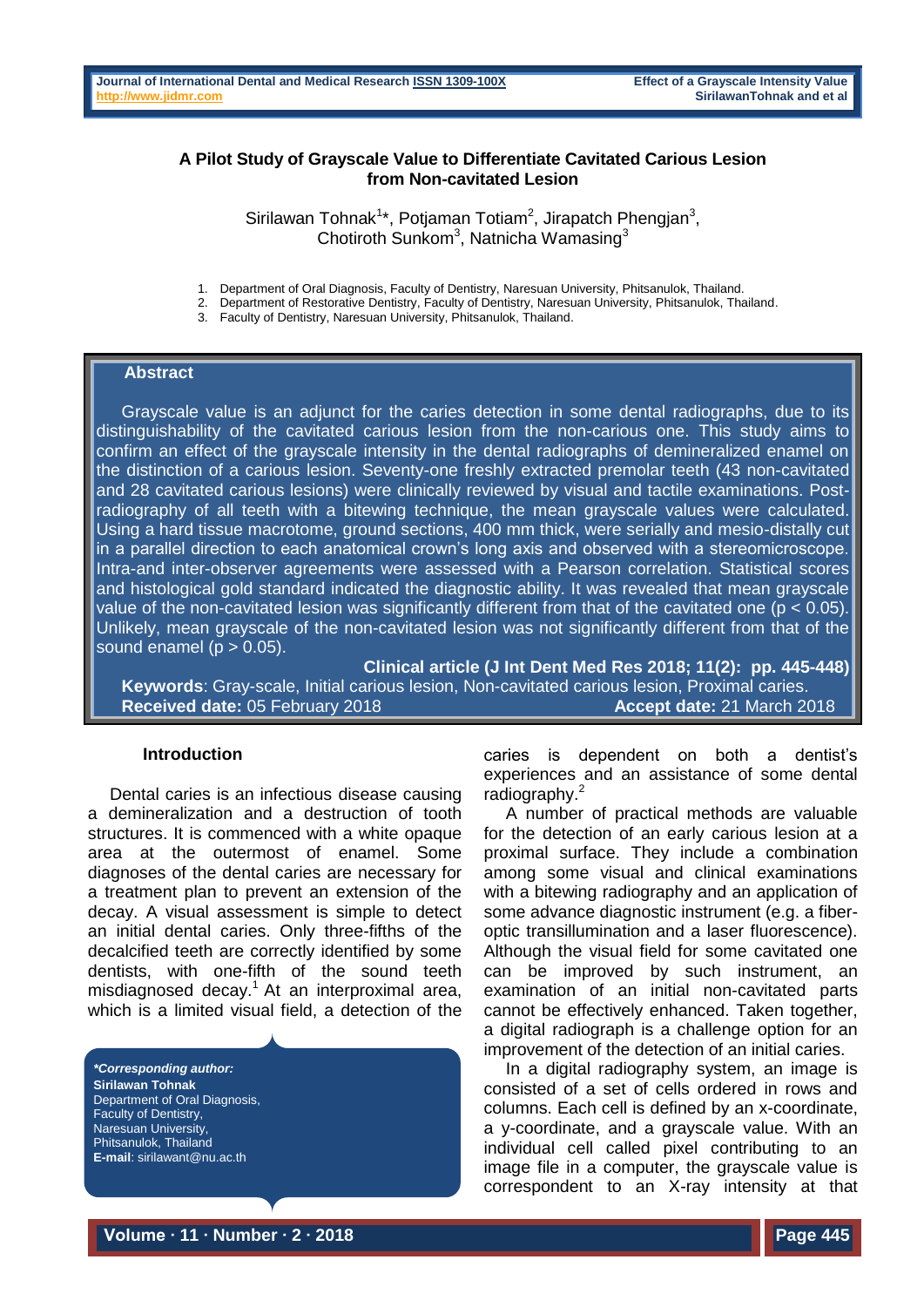# A Pilot Study of Grayscale Value to Differentiate Cavitated Carious Lesion from Non-cavitated Lesion

Sirilawan Tohnak[1]*, Potjaman Totiam[2], Jirapatch Phengjan[3], Chotiroth Sunkom[3], Natnicha Wamasing[3]

1. Department of Oral Diagnosis, Faculty of Dentistry, Naresuan University, Phitsanulok, Thailand.
2. Department of Restorative Dentistry, Faculty of Dentistry, Naresuan University, Phitsanulok, Thailand.
3. Faculty of Dentistry, Naresuan University, Phitsanulok, Thailand.

## Abstract

Grayscale value is an adjunct for the caries detection in some dental radiographs, due to its distinguishability of the cavitated carious lesion from the non-carious one. This study aims to confirm an effect of the grayscale intensity in the dental radiographs of demineralized enamel on the distinction of a carious lesion. Seventy-one freshly extracted premolar teeth (43 non-cavitated and 28 cavitated carious lesions) were clinically reviewed by visual and tactile examinations. Post-radiography of all teeth with a bitewing technique, the mean grayscale values were calculated. Using a hard tissue macrotome, ground sections, 400 mm thick, were serially and mesio-distally cut in a parallel direction to each anatomical crown's long axis and observed with a stereomicroscope. Intra-and inter-observer agreements were assessed with a Pearson correlation. Statistical scores and histological gold standard indicated the diagnostic ability. It was revealed that mean grayscale value of the non-cavitated lesion was significantly different from that of the cavitated one ($p < 0.05$). Unlikely, mean grayscale of the non-cavitated lesion was not significantly different from that of the sound enamel ($p > 0.05$).

**Clinical article (J Int Dent Med Res 2018; 11(2): pp. 445-448)**

**Keywords**: Gray-scale, Initial carious lesion, Non-cavitated carious lesion, Proximal caries.

**Received date:** 05 February 2018 **Accept date:** 21 March 2018

## Introduction

Dental caries is an infectious disease causing a demineralization and a destruction of tooth structures. It is commenced with a white opaque area at the outermost of enamel. Some diagnoses of the dental caries are necessary for a treatment plan to prevent an extension of the decay. A visual assessment is simple to detect an initial dental caries. Only three-fifths of the decalcified teeth are correctly identified by some dentists, with one-fifth of the sound teeth misdiagnosed decay.[1] At an interproximal area, which is a limited visual field, a detection of the caries is dependent on both a dentist's experiences and an assistance of some dental radiography.[2]

A number of practical methods are valuable for the detection of an early carious lesion at a proximal surface. They include a combination among some visual and clinical examinations with a bitewing radiography and an application of some advance diagnostic instrument (e.g. a fiber-optic transillumination and a laser fluorescence). Although the visual field for some cavitated one can be improved by such instrument, an examination of an initial non-cavitated parts cannot be effectively enhanced. Taken together, a digital radiograph is a challenge option for an improvement of the detection of an initial caries.

In a digital radiography system, an image is consisted of a set of cells ordered in rows and columns. Each cell is defined by an x-coordinate, a y-coordinate, and a grayscale value. With an individual cell called pixel contributing to an image file in a computer, the grayscale value is correspondent to an X-ray intensity at that

***Corresponding author:***
**Sirilawan Tohnak**
Department of Oral Diagnosis,
Faculty of Dentistry,
Naresuan University,
Phitsanulok, Thailand
**E-mail**: sirilawant@nu.ac.th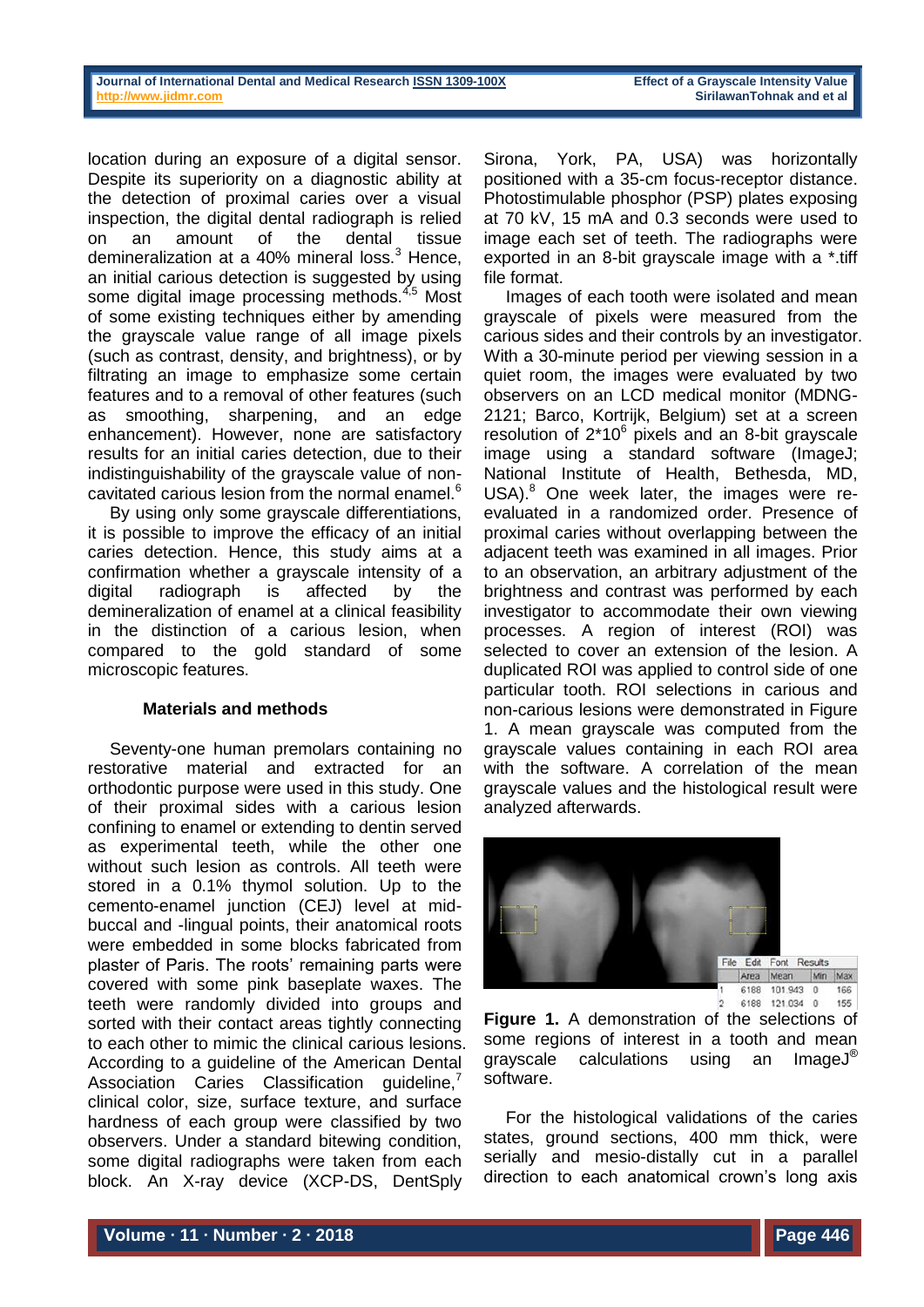location during an exposure of a digital sensor. Despite its superiority on a diagnostic ability at the detection of proximal caries over a visual inspection, the digital dental radiograph is relied on an amount of the dental tissue demineralization at a 40% mineral loss.[3] Hence, an initial carious detection is suggested by using some digital image processing methods.[4,5] Most of some existing techniques either by amending the grayscale value range of all image pixels (such as contrast, density, and brightness), or by filtrating an image to emphasize some certain features and to a removal of other features (such as smoothing, sharpening, and an edge enhancement). However, none are satisfactory results for an initial caries detection, due to their indistinguishability of the grayscale value of non-cavitated carious lesion from the normal enamel.[6]

By using only some grayscale differentiations, it is possible to improve the efficacy of an initial caries detection. Hence, this study aims at a confirmation whether a grayscale intensity of a digital radiograph is affected by the demineralization of enamel at a clinical feasibility in the distinction of a carious lesion, when compared to the gold standard of some microscopic features.

### Materials and methods

Seventy-one human premolars containing no restorative material and extracted for an orthodontic purpose were used in this study. One of their proximal sides with a carious lesion confining to enamel or extending to dentin served as experimental teeth, while the other one without such lesion as controls. All teeth were stored in a 0.1% thymol solution. Up to the cemento-enamel junction (CEJ) level at mid-buccal and -lingual points, their anatomical roots were embedded in some blocks fabricated from plaster of Paris. The roots' remaining parts were covered with some pink baseplate waxes. The teeth were randomly divided into groups and sorted with their contact areas tightly connecting to each other to mimic the clinical carious lesions. According to a guideline of the American Dental Association Caries Classification guideline,[7] clinical color, size, surface texture, and surface hardness of each group were classified by two observers. Under a standard bitewing condition, some digital radiographs were taken from each block. An X-ray device (XCP-DS, DentSply Sirona, York, PA, USA) was horizontally positioned with a 35-cm focus-receptor distance. Photostimulable phosphor (PSP) plates exposing at 70 kV, 15 mA and 0.3 seconds were used to image each set of teeth. The radiographs were exported in an 8-bit grayscale image with a *.tiff file format.

Images of each tooth were isolated and mean grayscale of pixels were measured from the carious sides and their controls by an investigator. With a 30-minute period per viewing session in a quiet room, the images were evaluated by two observers on an LCD medical monitor (MDNG-2121; Barco, Kortrijk, Belgium) set at a screen resolution of $2*10^6$ pixels and an 8-bit grayscale image using a standard software (ImageJ; National Institute of Health, Bethesda, MD, USA).[8] One week later, the images were re-evaluated in a randomized order. Presence of proximal caries without overlapping between the adjacent teeth was examined in all images. Prior to an observation, an arbitrary adjustment of the brightness and contrast was performed by each investigator to accommodate their own viewing processes. A region of interest (ROI) was selected to cover an extension of the lesion. A duplicated ROI was applied to control side of one particular tooth. ROI selections in carious and non-carious lesions were demonstrated in Figure 1. A mean grayscale was computed from the grayscale values containing in each ROI area with the software. A correlation of the mean grayscale values and the histological result were analyzed afterwards.

**Figure 1.** A demonstration of the selections of some regions of interest in a tooth and mean grayscale calculations using an ImageJ® software.

For the histological validations of the caries states, ground sections, 400 mm thick, were serially and mesio-distally cut in a parallel direction to each anatomical crown's long axis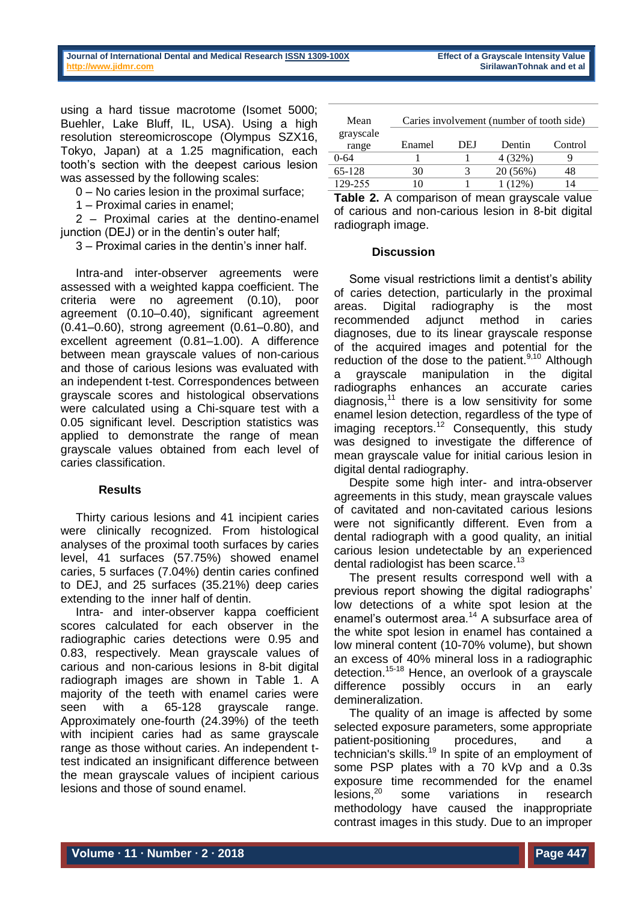using a hard tissue macrotome (Isomet 5000; Buehler, Lake Bluff, IL, USA). Using a high resolution stereomicroscope (Olympus SZX16, Tokyo, Japan) at a 1.25 magnification, each tooth's section with the deepest carious lesion was assessed by the following scales:

0 – No caries lesion in the proximal surface;

1 – Proximal caries in enamel;

2 – Proximal caries at the dentino-enamel junction (DEJ) or in the dentin's outer half;

3 – Proximal caries in the dentin's inner half.

Intra-and inter-observer agreements were assessed with a weighted kappa coefficient. The criteria were no agreement (0.10), poor agreement (0.10–0.40), significant agreement (0.41–0.60), strong agreement (0.61–0.80), and excellent agreement (0.81–1.00). A difference between mean grayscale values of non-carious and those of carious lesions was evaluated with an independent t-test. Correspondences between grayscale scores and histological observations were calculated using a Chi-square test with a 0.05 significant level. Description statistics was applied to demonstrate the range of mean grayscale values obtained from each level of caries classification.

### Results

Thirty carious lesions and 41 incipient caries were clinically recognized. From histological analyses of the proximal tooth surfaces by caries level, 41 surfaces (57.75%) showed enamel caries, 5 surfaces (7.04%) dentin caries confined to DEJ, and 25 surfaces (35.21%) deep caries extending to the inner half of dentin.

Intra- and inter-observer kappa coefficient scores calculated for each observer in the radiographic caries detections were 0.95 and 0.83, respectively. Mean grayscale values of carious and non-carious lesions in 8-bit digital radiograph images are shown in Table 1. A majority of the teeth with enamel caries were seen with a 65-128 grayscale range. Approximately one-fourth (24.39%) of the teeth with incipient caries had as same grayscale range as those without caries. An independent t-test indicated an insignificant difference between the mean grayscale values of incipient carious lesions and those of sound enamel.

| Mean grayscale range | Caries involvement (number of tooth side) | | | |
|---|---|---|---|---|
| | Enamel | DEJ | Dentin | Control |
| 0-64 | 1 | 1 | 4 (32%) | 9 |
| 65-128 | 30 | 3 | 20 (56%) | 48 |
| 129-255 | 10 | 1 | 1 (12%) | 14 |

**Table 2.** A comparison of mean grayscale value of carious and non-carious lesion in 8-bit digital radiograph image.

### Discussion

Some visual restrictions limit a dentist's ability of caries detection, particularly in the proximal areas. Digital radiography is the most recommended adjunct method in caries diagnoses, due to its linear grayscale response of the acquired images and potential for the reduction of the dose to the patient.[9,10] Although a grayscale manipulation in the digital radiographs enhances an accurate caries diagnosis,[11] there is a low sensitivity for some enamel lesion detection, regardless of the type of imaging receptors.[12] Consequently, this study was designed to investigate the difference of mean grayscale value for initial carious lesion in digital dental radiography.

Despite some high inter- and intra-observer agreements in this study, mean grayscale values of cavitated and non-cavitated carious lesions were not significantly different. Even from a dental radiograph with a good quality, an initial carious lesion undetectable by an experienced dental radiologist has been scarce.[13]

The present results correspond well with a previous report showing the digital radiographs' low detections of a white spot lesion at the enamel's outermost area.[14] A subsurface area of the white spot lesion in enamel has contained a low mineral content (10-70% volume), but shown an excess of 40% mineral loss in a radiographic detection.[15-18] Hence, an overlook of a grayscale difference possibly occurs in an early demineralization.

The quality of an image is affected by some selected exposure parameters, some appropriate patient-positioning procedures, and a technician's skills.[19] In spite of an employment of some PSP plates with a 70 kVp and a 0.3s exposure time recommended for the enamel lesions,[20] some variations in research methodology have caused the inappropriate contrast images in this study. Due to an improper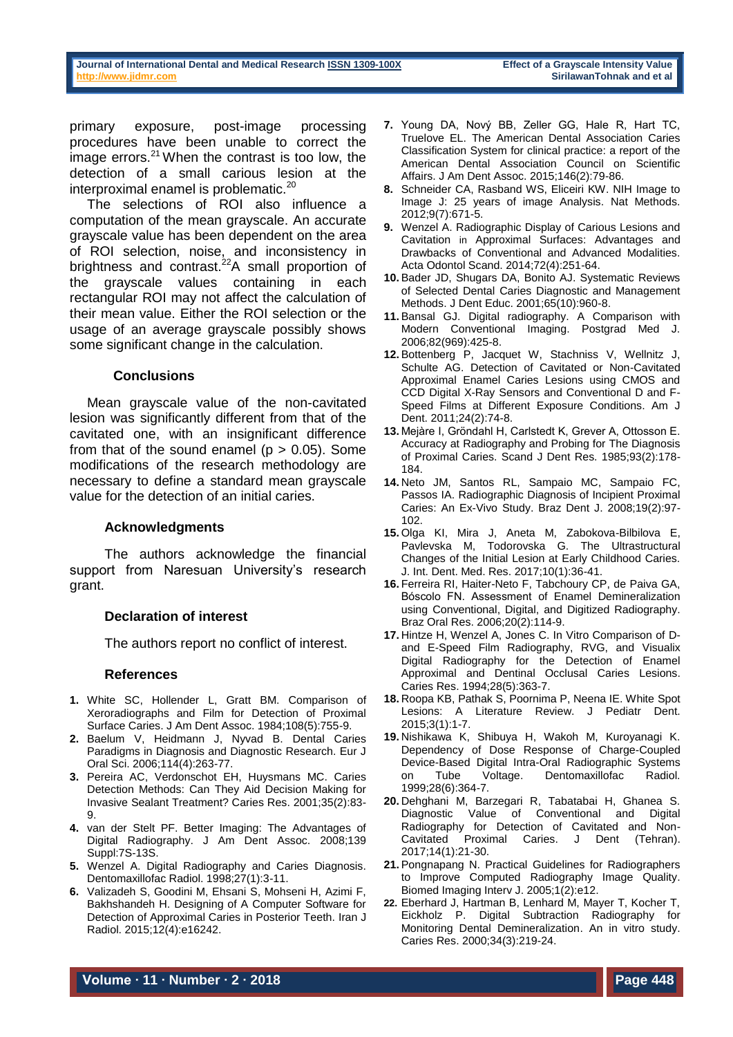primary exposure, post-image processing procedures have been unable to correct the image errors.[21] When the contrast is too low, the detection of a small carious lesion at the interproximal enamel is problematic.[20]

The selections of ROI also influence a computation of the mean grayscale. An accurate grayscale value has been dependent on the area of ROI selection, noise, and inconsistency in brightness and contrast.[22] A small proportion of the grayscale values containing in each rectangular ROI may not affect the calculation of their mean value. Either the ROI selection or the usage of an average grayscale possibly shows some significant change in the calculation.

## Conclusions

Mean grayscale value of the non-cavitated lesion was significantly different from that of the cavitated one, with an insignificant difference from that of the sound enamel ($p > 0.05$). Some modifications of the research methodology are necessary to define a standard mean grayscale value for the detection of an initial caries.

## Acknowledgments

The authors acknowledge the financial support from Naresuan University's research grant.

## Declaration of interest

The authors report no conflict of interest.

## References

1. White SC, Hollender L, Gratt BM. Comparison of Xeroradiographs and Film for Detection of Proximal Surface Caries. J Am Dent Assoc. 1984;108(5):755-9.
2. Baelum V, Heidmann J, Nyvad B. Dental Caries Paradigms in Diagnosis and Diagnostic Research. Eur J Oral Sci. 2006;114(4):263-77.
3. Pereira AC, Verdonschot EH, Huysmans MC. Caries Detection Methods: Can They Aid Decision Making for Invasive Sealant Treatment? Caries Res. 2001;35(2):83-9.
4. van der Stelt PF. Better Imaging: The Advantages of Digital Radiography. J Am Dent Assoc. 2008;139 Suppl:7S-13S.
5. Wenzel A. Digital Radiography and Caries Diagnosis. Dentomaxillofac Radiol. 1998;27(1):3-11.
6. Valizadeh S, Goodini M, Ehsani S, Mohseni H, Azimi F, Bakhshandeh H. Designing of A Computer Software for Detection of Approximal Caries in Posterior Teeth. Iran J Radiol. 2015;12(4):e16242.
7. Young DA, Nový BB, Zeller GG, Hale R, Hart TC, Truelove EL. The American Dental Association Caries Classification System for clinical practice: a report of the American Dental Association Council on Scientific Affairs. J Am Dent Assoc. 2015;146(2):79-86.
8. Schneider CA, Rasband WS, Eliceiri KW. NIH Image to Image J: 25 years of image Analysis. Nat Methods. 2012;9(7):671-5.
9. Wenzel A. Radiographic Display of Carious Lesions and Cavitation in Approximal Surfaces: Advantages and Drawbacks of Conventional and Advanced Modalities. Acta Odontol Scand. 2014;72(4):251-64.
10. Bader JD, Shugars DA, Bonito AJ. Systematic Reviews of Selected Dental Caries Diagnostic and Management Methods. J Dent Educ. 2001;65(10):960-8.
11. Bansal GJ. Digital radiography. A Comparison with Modern Conventional Imaging. Postgrad Med J. 2006;82(969):425-8.
12. Bottenberg P, Jacquet W, Stachniss V, Wellnitz J, Schulte AG. Detection of Cavitated or Non-Cavitated Approximal Enamel Caries Lesions using CMOS and CCD Digital X-Ray Sensors and Conventional D and F-Speed Films at Different Exposure Conditions. Am J Dent. 2011;24(2):74-8.
13. Mejàre I, Gröndahl H, Carlstedt K, Grever A, Ottosson E. Accuracy at Radiography and Probing for The Diagnosis of Proximal Caries. Scand J Dent Res. 1985;93(2):178-184.
14. Neto JM, Santos RL, Sampaio MC, Sampaio FC, Passos IA. Radiographic Diagnosis of Incipient Proximal Caries: An Ex-Vivo Study. Braz Dent J. 2008;19(2):97-102.
15. Olga KI, Mira J, Aneta M, Zabokova-Bilbilova E, Pavlevska M, Todorovska G. The Ultrastructural Changes of the Initial Lesion at Early Childhood Caries. J. Int. Dent. Med. Res. 2017;10(1):36-41.
16. Ferreira RI, Haiter-Neto F, Tabchoury CP, de Paiva GA, Bóscolo FN. Assessment of Enamel Demineralization using Conventional, Digital, and Digitized Radiography. Braz Oral Res. 2006;20(2):114-9.
17. Hintze H, Wenzel A, Jones C. In Vitro Comparison of D- and E-Speed Film Radiography, RVG, and Visualix Digital Radiography for the Detection of Enamel Approximal and Dentinal Occlusal Caries Lesions. Caries Res. 1994;28(5):363-7.
18. Roopa KB, Pathak S, Poornima P, Neena IE. White Spot Lesions: A Literature Review. J Pediatr Dent. 2015;3(1):1-7.
19. Nishikawa K, Shibuya H, Wakoh M, Kuroyanagi K. Dependency of Dose Response of Charge-Coupled Device-Based Digital Intra-Oral Radiographic Systems on Tube Voltage. Dentomaxillofac Radiol. 1999;28(6):364-7.
20. Dehghani M, Barzegari R, Tabatabai H, Ghanea S. Diagnostic Value of Conventional and Digital Radiography for Detection of Cavitated and Non-Cavitated Proximal Caries. J Dent (Tehran). 2017;14(1):21-30.
21. Pongnapang N. Practical Guidelines for Radiographers to Improve Computed Radiography Image Quality. Biomed Imaging Interv J. 2005;1(2):e12.
22. Eberhard J, Hartman B, Lenhard M, Mayer T, Kocher T, Eickholz P. Digital Subtraction Radiography for Monitoring Dental Demineralization. An in vitro study. Caries Res. 2000;34(3):219-24.